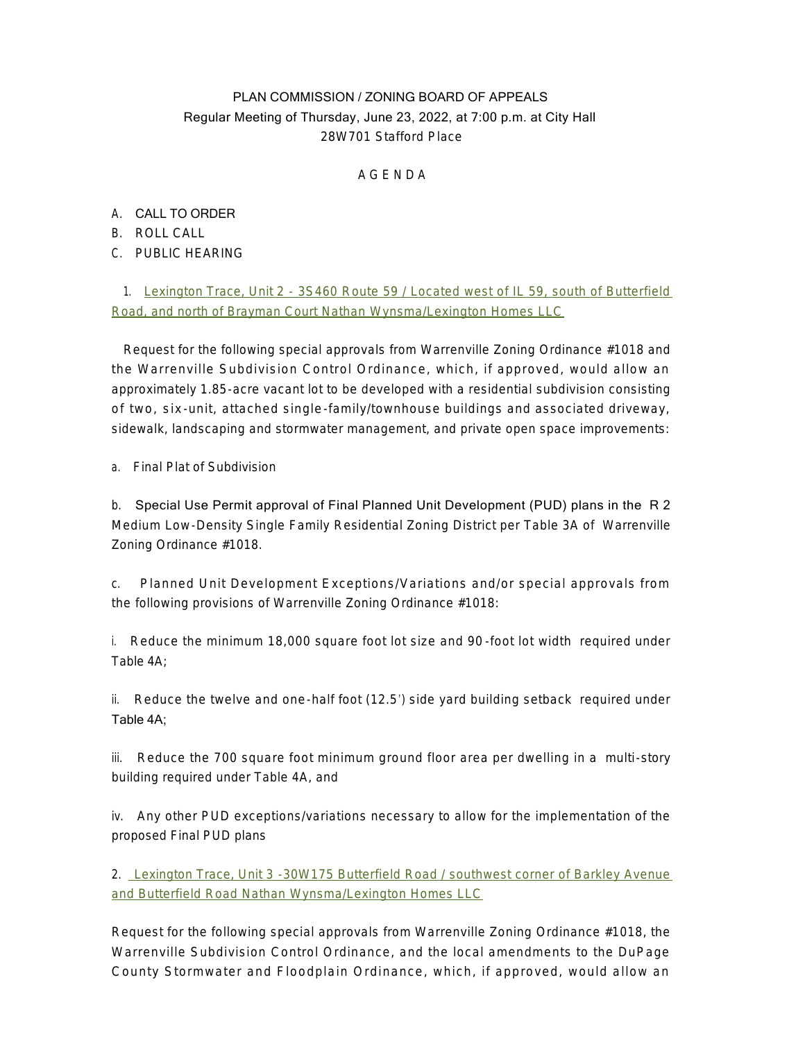PLAN COMMISSION / ZONING BOARD OF APPEALS

Regular Meeting of Thursday, June 23, 2022, at 7:00 p.m. at City Hall

28W701 Stafford Place

# A G E N D A

A. CALL TO ORDER

B. ROLL CALL

C. PUBLIC HEARING

1. Lexington Trace, Unit 2 - 3S460 Route 59 / Located west of IL 59, south of Butterfield Road, and north of Brayman Court Nathan Wynsma/Lexington Homes LLC

Request for the following special approvals from Warrenville Zoning Ordinance #1018 and the Warrenville Subdivision Control Ordinance, which, if approved, would allow an approximately 1.85-acre vacant lot to be developed with a residential subdivision consisting of two, six-unit, attached single-family/townhouse buildings and associated driveway, sidewalk, landscaping and stormwater management, and private open space improvements:

a. Final Plat of Subdivision

b. Special Use Permit approval of Final Planned Unit Development (PUD) plans in the R 2 Medium Low-Density Single Family Residential Zoning District per Table 3A of Warrenville Zoning Ordinance #1018.

c. Planned Unit Development Exceptions/Variations and/or special approvals from the following provisions of Warrenville Zoning Ordinance #1018:

i. Reduce the minimum 18,000 square foot lot size and 90-foot lot width required under Table 4A;

ii. Reduce the twelve and one-half foot (12.5') side yard building setback required under Table 4A;

iii. Reduce the 700 square foot minimum ground floor area per dwelling in a multi-story building required under Table 4A, and

iv. Any other PUD exceptions/variations necessary to allow for the implementation of the proposed Final PUD plans

2. Lexington Trace, Unit 3 -30W175 Butterfield Road / southwest corner of Barkley Avenue and Butterfield Road Nathan Wynsma/Lexington Homes LLC

Request for the following special approvals from Warrenville Zoning Ordinance #1018, the Warrenville Subdivision Control Ordinance, and the local amendments to the DuPage County Stormwater and Floodplain Ordinance, which, if approved, would allow an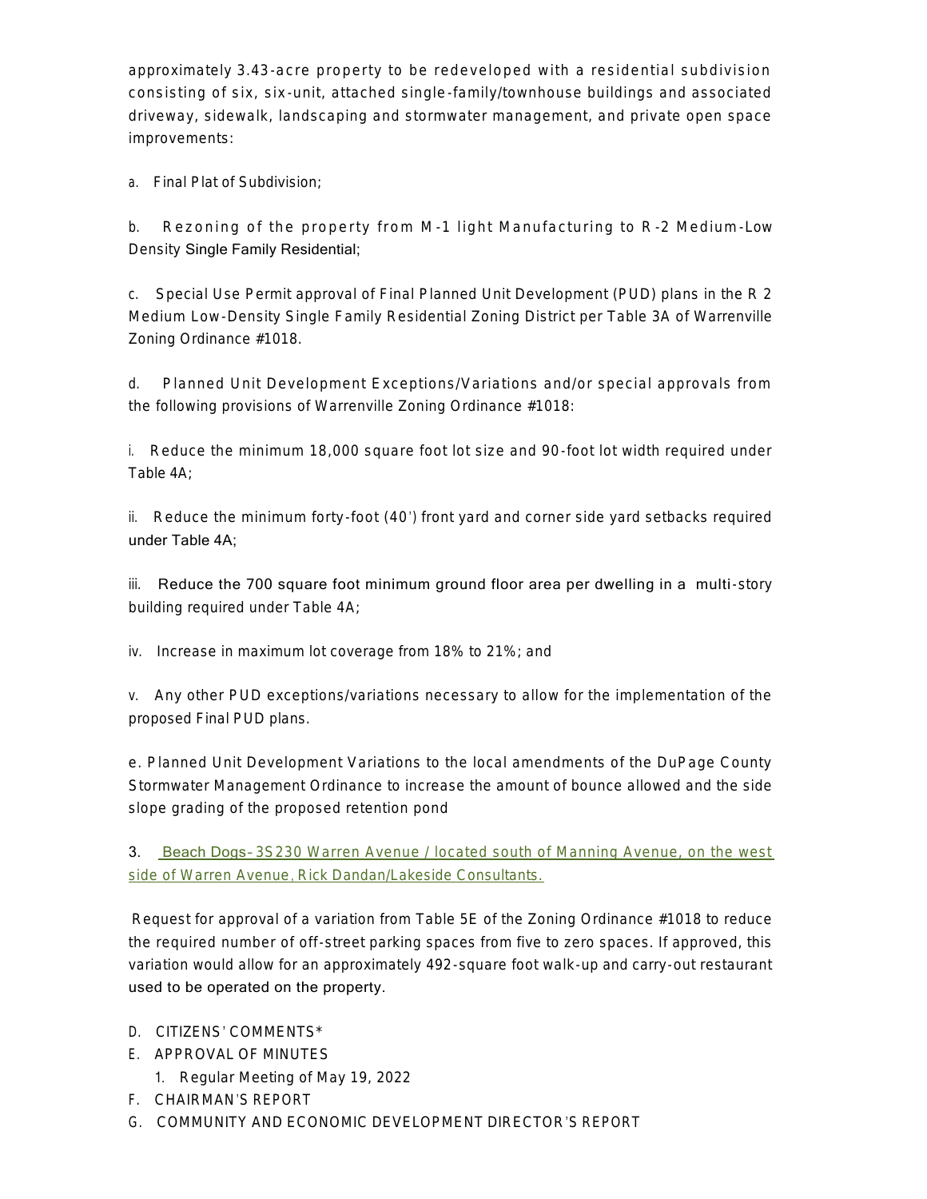approximately 3.43-acre property to be redeveloped with a residential subdivision consisting of six, six-unit, attached single-family/townhouse buildings and associated driveway, sidewalk, landscaping and stormwater management, and private open space improvements:

a. Final Plat of Subdivision;

b. Rezoning of the property from M-1 light Manufacturing to R-2 Medium-Low Density Single Family Residential;

c. Special Use Permit approval of Final Planned Unit Development (PUD) plans in the R 2 Medium Low-Density Single Family Residential Zoning District per Table 3A of Warrenville Zoning Ordinance #1018.

d. Planned Unit Development Exceptions/Variations and/or special approvals from the following provisions of Warrenville Zoning Ordinance #1018:

i. Reduce the minimum 18,000 square foot lot size and 90-foot lot width required under Table 4A;

ii. Reduce the minimum forty-foot (40') front yard and corner side yard setbacks required under Table 4A;

iii. Reduce the 700 square foot minimum ground floor area per dwelling in a multi-story building required under Table 4A;

iv. Increase in maximum lot coverage from 18% to 21%; and

v. Any other PUD exceptions/variations necessary to allow for the implementation of the proposed Final PUD plans.

e. Planned Unit Development Variations to the local amendments of the DuPage County Stormwater Management Ordinance to increase the amount of bounce allowed and the side slope grading of the proposed retention pond

3. Beach Dogs– 3S230 Warren Avenue / located south of Manning Avenue, on the west side of Warren Avenue, Rick Dandan/Lakeside Consultants.

Request for approval of a variation from Table 5E of the Zoning Ordinance #1018 to reduce the required number of off-street parking spaces from five to zero spaces. If approved, this variation would allow for an approximately 492-square foot walk-up and carry-out restaurant used to be operated on the property.

D. CITIZENS' COMMENTS*
E. APPROVAL OF MINUTES
   1. Regular Meeting of May 19, 2022
F. CHAIRMAN'S REPORT
G. COMMUNITY AND ECONOMIC DEVELOPMENT DIRECTOR'S REPORT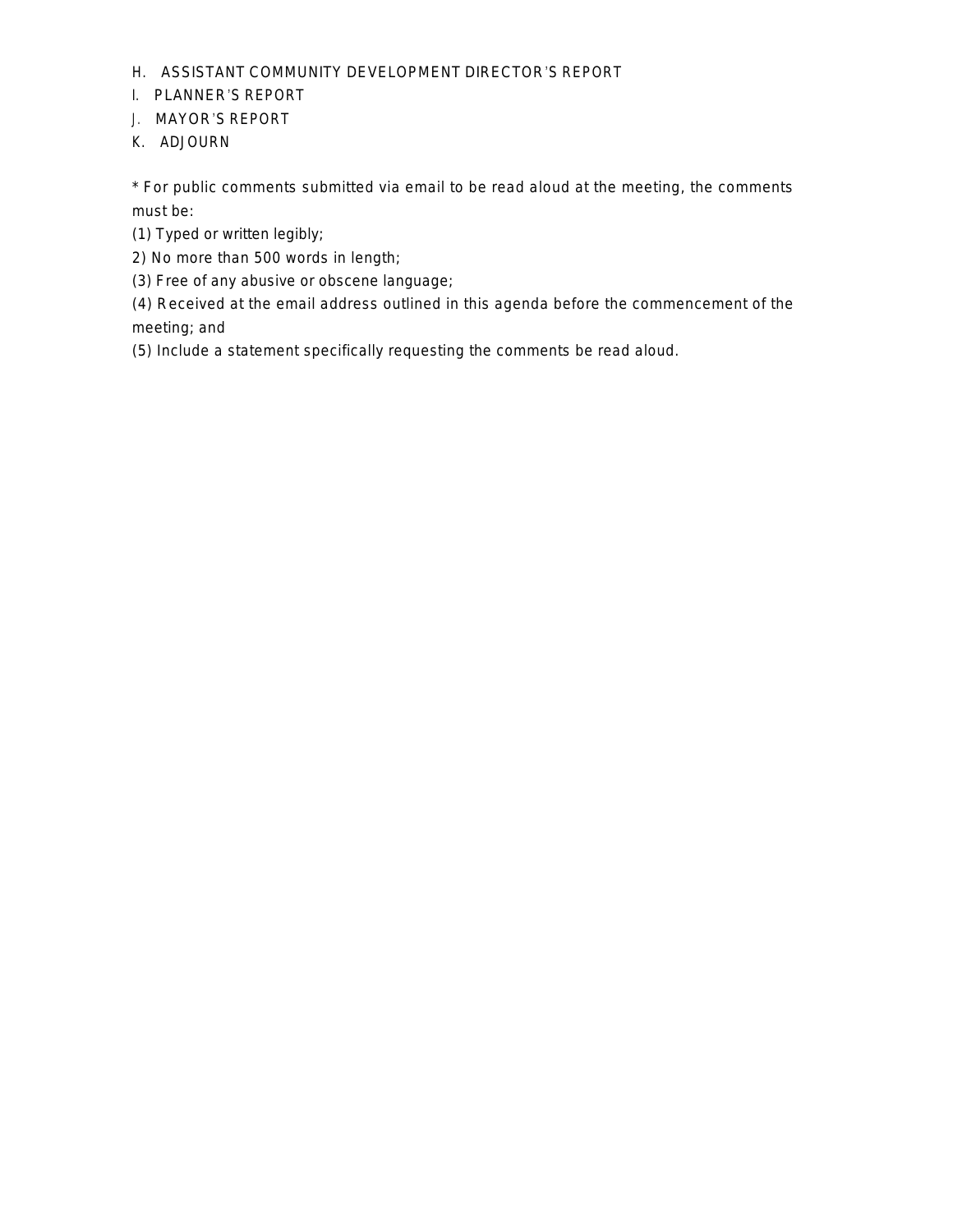H. ASSISTANT COMMUNITY DEVELOPMENT DIRECTOR'S REPORT

I. PLANNER'S REPORT

J. MAYOR'S REPORT

K. ADJOURN

* For public comments submitted via email to be read aloud at the meeting, the comments must be:

(1) Typed or written legibly;

2) No more than 500 words in length;

(3) Free of any abusive or obscene language;

(4) Received at the email address outlined in this agenda before the commencement of the meeting; and

(5) Include a statement specifically requesting the comments be read aloud.